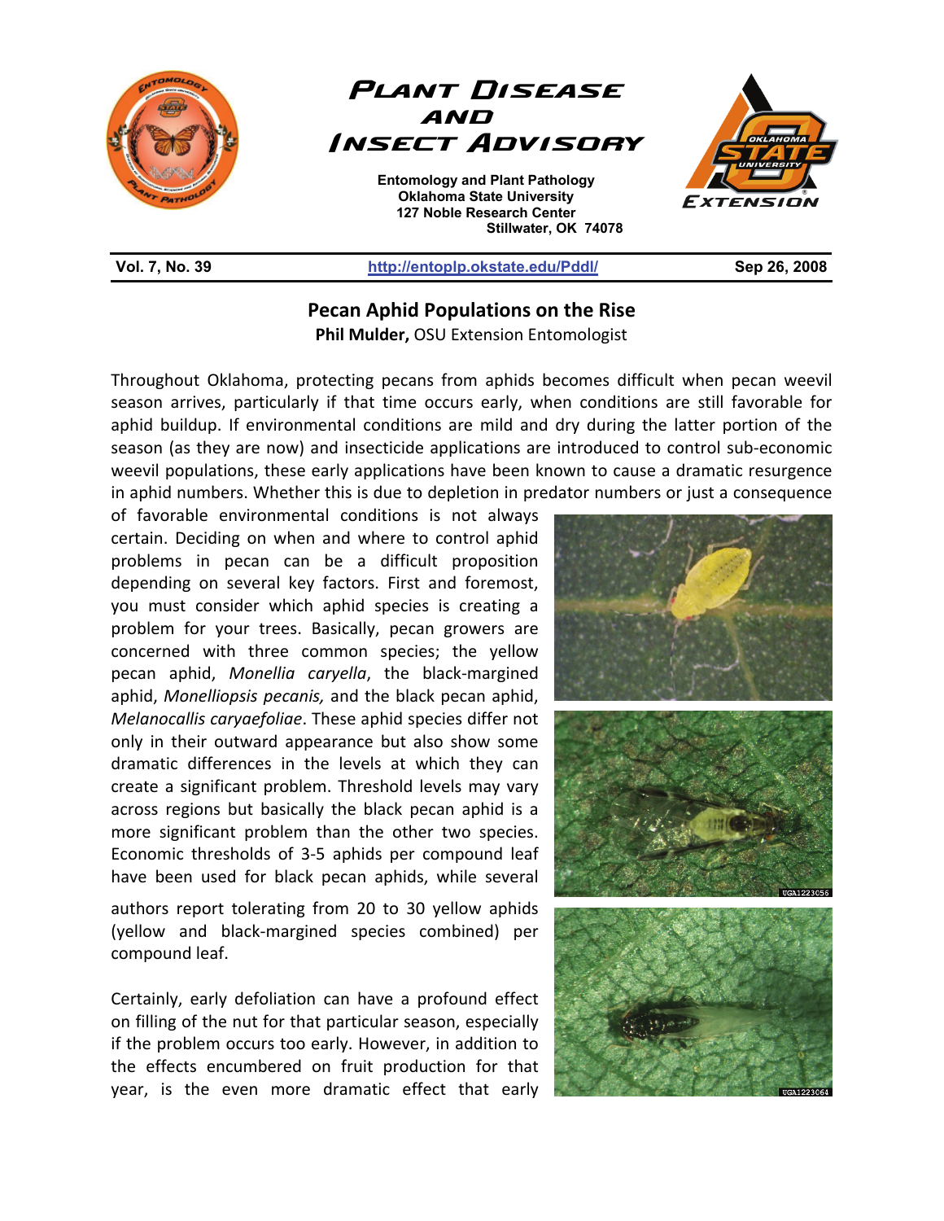# Plant Disease and Insect Advisory

Entomology and Plant Pathology
Oklahoma State University
127 Noble Research Center
Stillwater, OK 74078

**Vol. 7, No. 39** | http://entoplp.okstate.edu/Pddl/ | **Sep 26, 2008**

## Pecan Aphid Populations on the Rise

**Phil Mulder,** OSU Extension Entomologist

Throughout Oklahoma, protecting pecans from aphids becomes difficult when pecan weevil season arrives, particularly if that time occurs early, when conditions are still favorable for aphid buildup. If environmental conditions are mild and dry during the latter portion of the season (as they are now) and insecticide applications are introduced to control sub-economic weevil populations, these early applications have been known to cause a dramatic resurgence in aphid numbers. Whether this is due to depletion in predator numbers or just a consequence of favorable environmental conditions is not always certain. Deciding on when and where to control aphid problems in pecan can be a difficult proposition depending on several key factors. First and foremost, you must consider which aphid species is creating a problem for your trees. Basically, pecan growers are concerned with three common species; the yellow pecan aphid, *Monellia caryella*, the black-margined aphid, *Monelliopsis pecanis,* and the black pecan aphid, *Melanocallis caryaefoliae*. These aphid species differ not only in their outward appearance but also show some dramatic differences in the levels at which they can create a significant problem. Threshold levels may vary across regions but basically the black pecan aphid is a more significant problem than the other two species. Economic thresholds of 3-5 aphids per compound leaf have been used for black pecan aphids, while several authors report tolerating from 20 to 30 yellow aphids (yellow and black-margined species combined) per compound leaf.

Certainly, early defoliation can have a profound effect on filling of the nut for that particular season, especially if the problem occurs too early. However, in addition to the effects encumbered on fruit production for that year, is the even more dramatic effect that early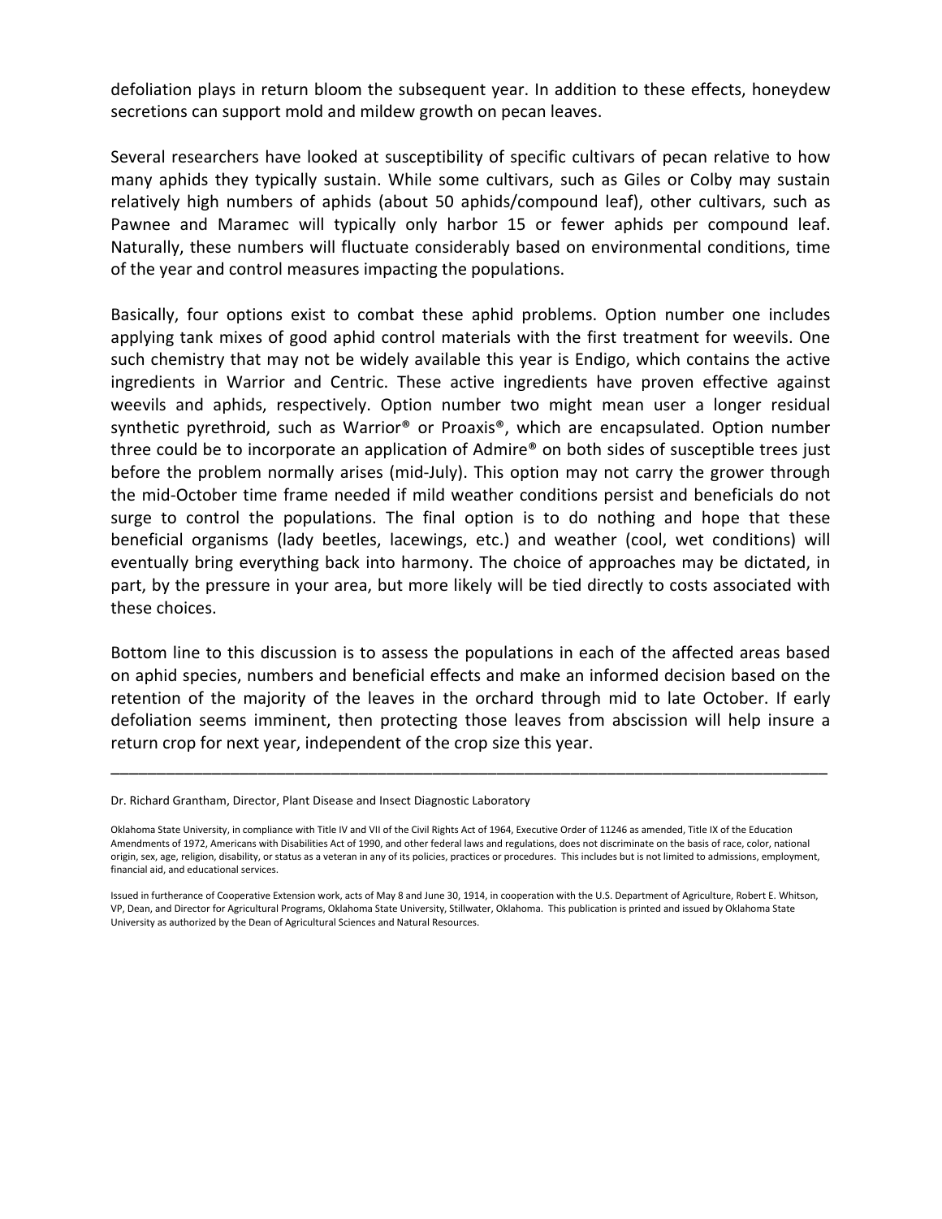defoliation plays in return bloom the subsequent year. In addition to these effects, honeydew secretions can support mold and mildew growth on pecan leaves.

Several researchers have looked at susceptibility of specific cultivars of pecan relative to how many aphids they typically sustain. While some cultivars, such as Giles or Colby may sustain relatively high numbers of aphids (about 50 aphids/compound leaf), other cultivars, such as Pawnee and Maramec will typically only harbor 15 or fewer aphids per compound leaf. Naturally, these numbers will fluctuate considerably based on environmental conditions, time of the year and control measures impacting the populations.

Basically, four options exist to combat these aphid problems. Option number one includes applying tank mixes of good aphid control materials with the first treatment for weevils. One such chemistry that may not be widely available this year is Endigo, which contains the active ingredients in Warrior and Centric. These active ingredients have proven effective against weevils and aphids, respectively. Option number two might mean user a longer residual synthetic pyrethroid, such as Warrior® or Proaxis®, which are encapsulated. Option number three could be to incorporate an application of Admire® on both sides of susceptible trees just before the problem normally arises (mid-July). This option may not carry the grower through the mid-October time frame needed if mild weather conditions persist and beneficials do not surge to control the populations. The final option is to do nothing and hope that these beneficial organisms (lady beetles, lacewings, etc.) and weather (cool, wet conditions) will eventually bring everything back into harmony. The choice of approaches may be dictated, in part, by the pressure in your area, but more likely will be tied directly to costs associated with these choices.

Bottom line to this discussion is to assess the populations in each of the affected areas based on aphid species, numbers and beneficial effects and make an informed decision based on the retention of the majority of the leaves in the orchard through mid to late October. If early defoliation seems imminent, then protecting those leaves from abscission will help insure a return crop for next year, independent of the crop size this year.

---

Dr. Richard Grantham, Director, Plant Disease and Insect Diagnostic Laboratory

Oklahoma State University, in compliance with Title IV and VII of the Civil Rights Act of 1964, Executive Order of 11246 as amended, Title IX of the Education Amendments of 1972, Americans with Disabilities Act of 1990, and other federal laws and regulations, does not discriminate on the basis of race, color, national origin, sex, age, religion, disability, or status as a veteran in any of its policies, practices or procedures. This includes but is not limited to admissions, employment, financial aid, and educational services.

Issued in furtherance of Cooperative Extension work, acts of May 8 and June 30, 1914, in cooperation with the U.S. Department of Agriculture, Robert E. Whitson, VP, Dean, and Director for Agricultural Programs, Oklahoma State University, Stillwater, Oklahoma. This publication is printed and issued by Oklahoma State University as authorized by the Dean of Agricultural Sciences and Natural Resources.